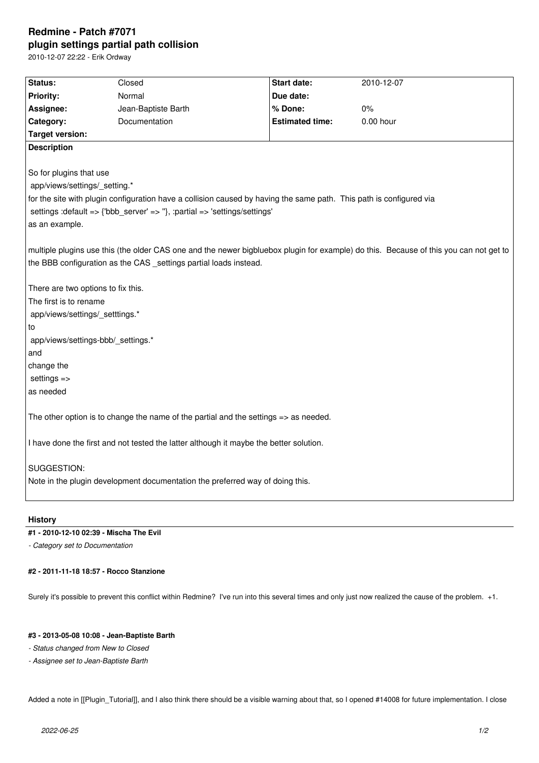# Redmine - Patch #7071

## plugin settings partial path collision

2010-12-07 22:22 - Erik Ordway

| Status: | Closed | Start date: | 2010-12-07 |
|---|---|---|---|
| Priority: | Normal | Due date: | |
| Assignee: | Jean-Baptiste Barth | % Done: | 0% |
| Category: | Documentation | Estimated time: | 0.00 hour |
| Target version: | | | |

**Description**

So for plugins that use
 app/views/settings/_setting.*
for the site with plugin configuration have a collision caused by having the same path. This path is configured via
 settings :default => {'bbb_server' => ''}, :partial => 'settings/settings'
as an example.

multiple plugins use this (the older CAS one and the newer bigbluebox plugin for example) do this. Because of this you can not get to the BBB configuration as the CAS _settings partial loads instead.

There are two options to fix this.
The first is to rename
 app/views/settings/_setttings.*
to
 app/views/settings-bbb/_settings.*
and
change the
 settings =>
as needed

The other option is to change the name of the partial and the settings => as needed.

I have done the first and not tested the latter although it maybe the better solution.

SUGGESTION:
Note in the plugin development documentation the preferred way of doing this.

## History

#### #1 - 2010-12-10 02:39 - Mischa The Evil

*- Category set to Documentation*

#### #2 - 2011-11-18 18:57 - Rocco Stanzione

Surely it's possible to prevent this conflict within Redmine? I've run into this several times and only just now realized the cause of the problem. +1.

#### #3 - 2013-05-08 10:08 - Jean-Baptiste Barth

*- Status changed from New to Closed*

*- Assignee set to Jean-Baptiste Barth*

Added a note in [[Plugin_Tutorial]], and I also think there should be a visible warning about that, so I opened #14008 for future implementation. I close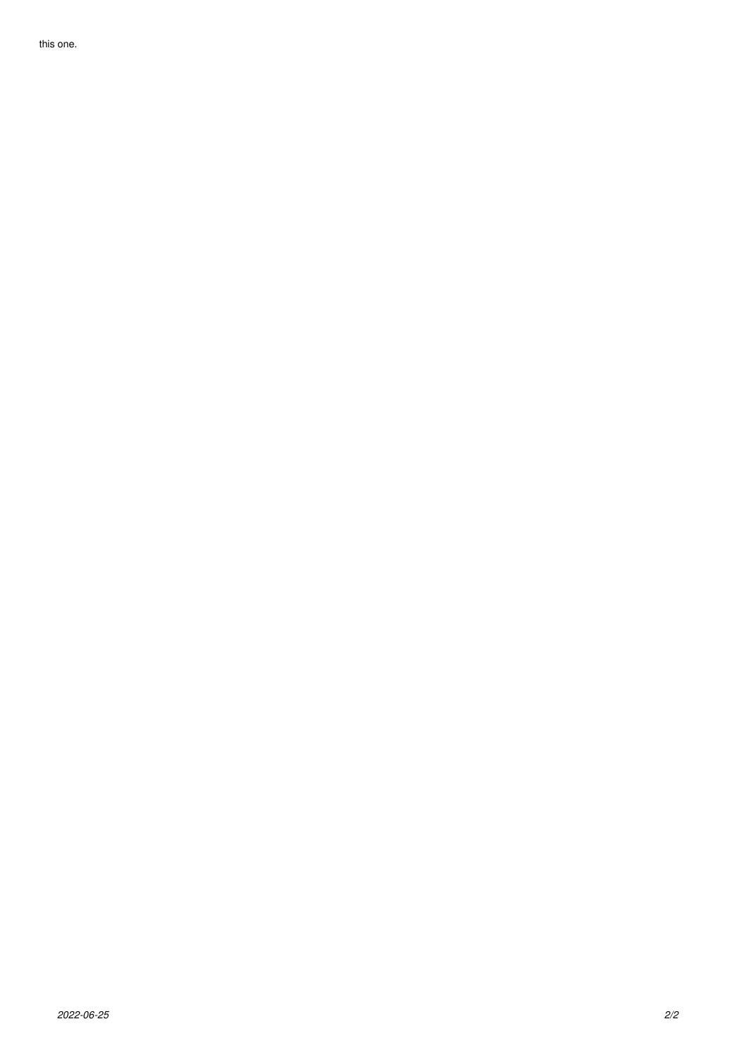this one.